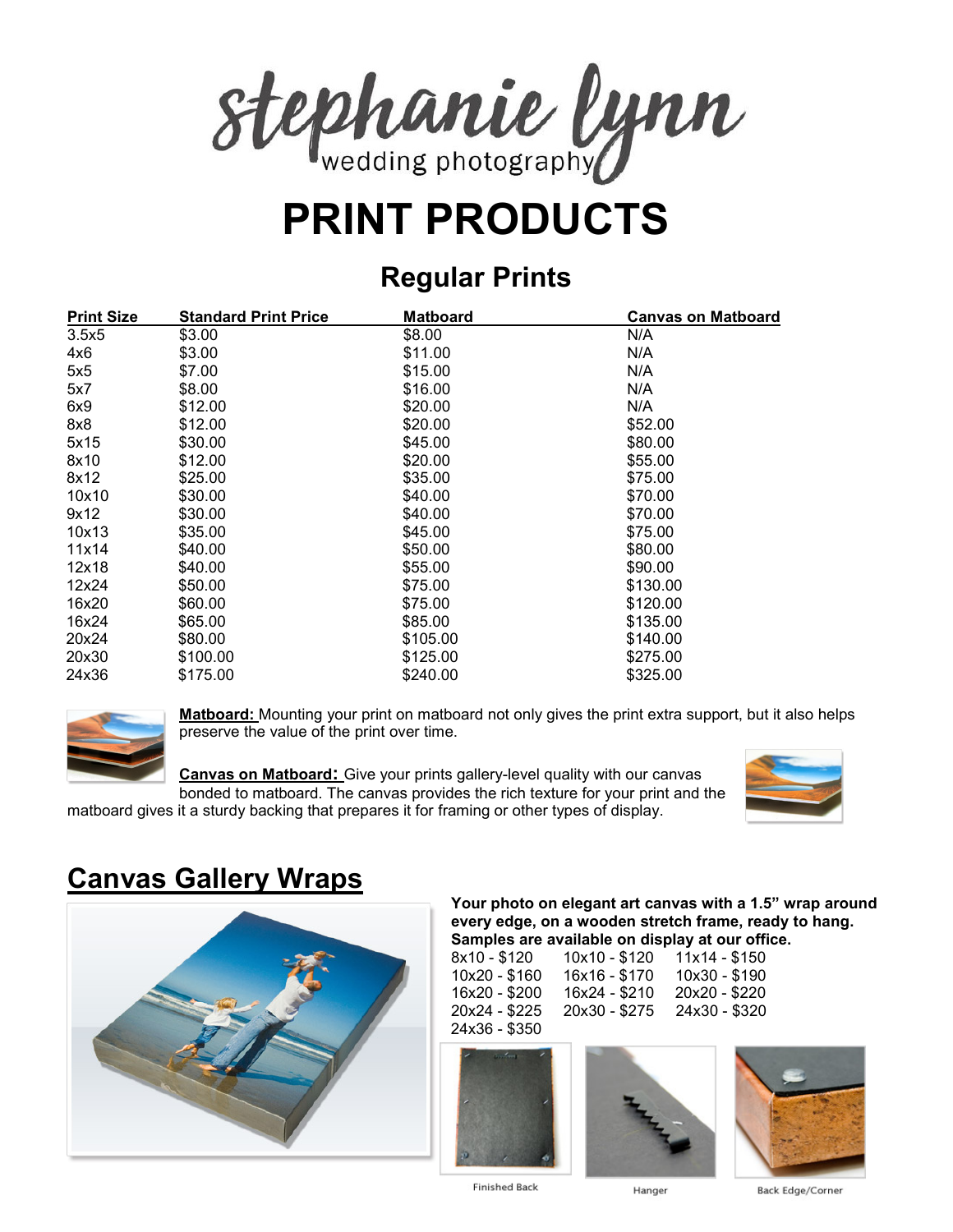stephanie lynn
wedding photography

# PRINT PRODUCTS

## Regular Prints

| Print Size | Standard Print Price | Matboard | Canvas on Matboard |
|---|---|---|---|
| 3.5x5 | $3.00 | $8.00 | N/A |
| 4x6 | $3.00 | $11.00 | N/A |
| 5x5 | $7.00 | $15.00 | N/A |
| 5x7 | $8.00 | $16.00 | N/A |
| 6x9 | $12.00 | $20.00 | N/A |
| 8x8 | $12.00 | $20.00 | $52.00 |
| 5x15 | $30.00 | $45.00 | $80.00 |
| 8x10 | $12.00 | $20.00 | $55.00 |
| 8x12 | $25.00 | $35.00 | $75.00 |
| 10x10 | $30.00 | $40.00 | $70.00 |
| 9x12 | $30.00 | $40.00 | $70.00 |
| 10x13 | $35.00 | $45.00 | $75.00 |
| 11x14 | $40.00 | $50.00 | $80.00 |
| 12x18 | $40.00 | $55.00 | $90.00 |
| 12x24 | $50.00 | $75.00 | $130.00 |
| 16x20 | $60.00 | $75.00 | $120.00 |
| 16x24 | $65.00 | $85.00 | $135.00 |
| 20x24 | $80.00 | $105.00 | $140.00 |
| 20x30 | $100.00 | $125.00 | $275.00 |
| 24x36 | $175.00 | $240.00 | $325.00 |

**Matboard:** Mounting your print on matboard not only gives the print extra support, but it also helps preserve the value of the print over time.

**Canvas on Matboard:** Give your prints gallery-level quality with our canvas bonded to matboard. The canvas provides the rich texture for your print and the matboard gives it a sturdy backing that prepares it for framing or other types of display.

## Canvas Gallery Wraps

**Your photo on elegant art canvas with a 1.5" wrap around every edge, on a wooden stretch frame, ready to hang. Samples are available on display at our office.**

| | | |
|---|---|---|
| 8x10 - $120 | 10x10 - $120 | 11x14 - $150 |
| 10x20 - $160 | 16x16 - $170 | 10x30 - $190 |
| 16x20 - $200 | 16x24 - $210 | 20x20 - $220 |
| 20x24 - $225 | 20x30 - $275 | 24x30 - $320 |
| 24x36 - $350 | | |

Finished Back

Hanger

Back Edge/Corner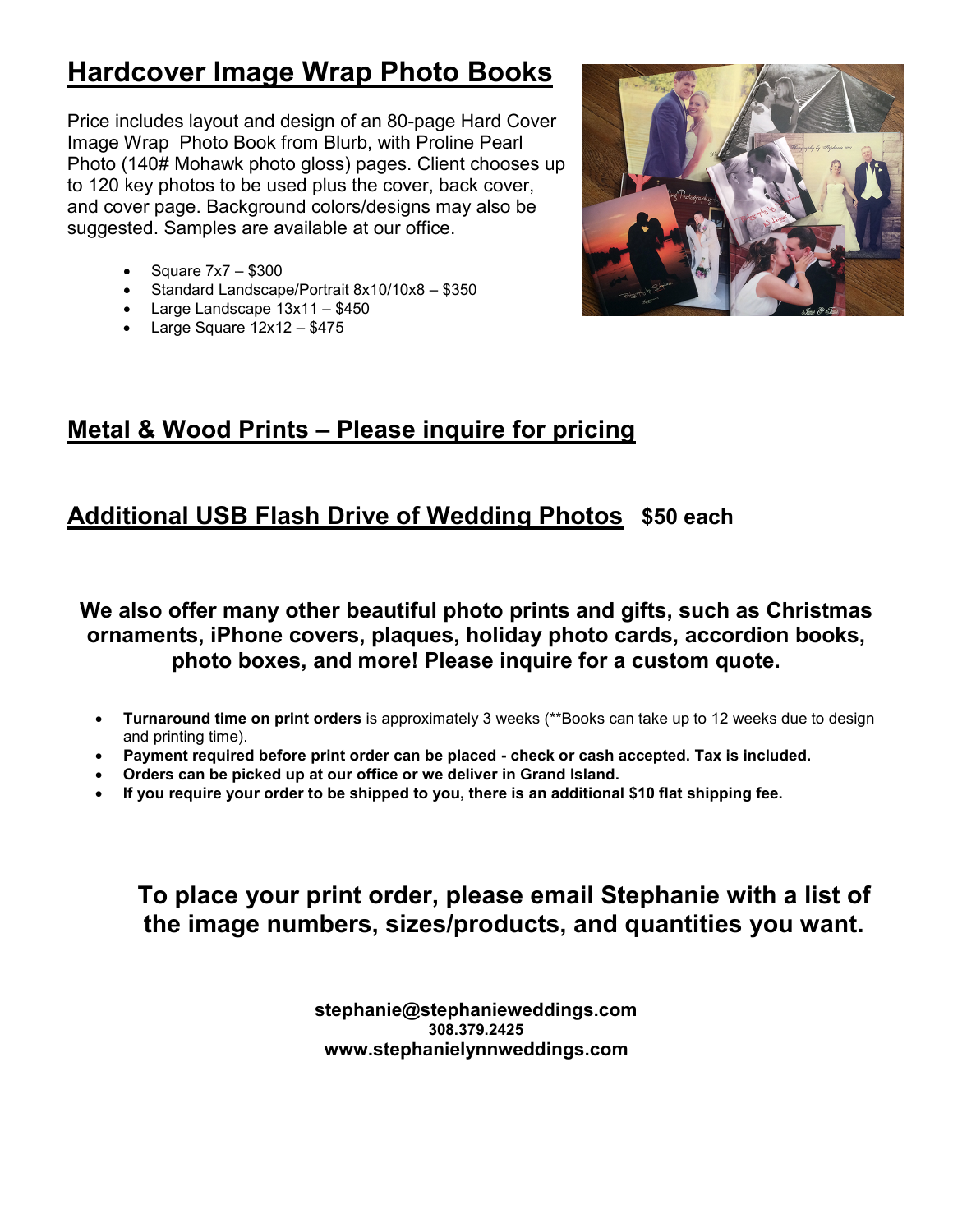## Hardcover Image Wrap Photo Books

Price includes layout and design of an 80-page Hard Cover Image Wrap Photo Book from Blurb, with Proline Pearl Photo (140# Mohawk photo gloss) pages. Client chooses up to 120 key photos to be used plus the cover, back cover, and cover page. Background colors/designs may also be suggested. Samples are available at our office.

- Square 7x7 – $300
- Standard Landscape/Portrait 8x10/10x8 – $350
- Large Landscape 13x11 – $450
- Large Square 12x12 – $475

## Metal & Wood Prints – Please inquire for pricing

## Additional USB Flash Drive of Wedding Photos **$50 each**

**We also offer many other beautiful photo prints and gifts, such as Christmas ornaments, iPhone covers, plaques, holiday photo cards, accordion books, photo boxes, and more! Please inquire for a custom quote.**

- **Turnaround time on print orders** is approximately 3 weeks (**Books can take up to 12 weeks due to design and printing time).
- **Payment required before print order can be placed - check or cash accepted. Tax is included.**
- **Orders can be picked up at our office or we deliver in Grand Island.**
- **If you require your order to be shipped to you, there is an additional $10 flat shipping fee.**

**To place your print order, please email Stephanie with a list of the image numbers, sizes/products, and quantities you want.**

**stephanie@stephanieweddings.com**
**308.379.2425**
**www.stephanielynnweddings.com**